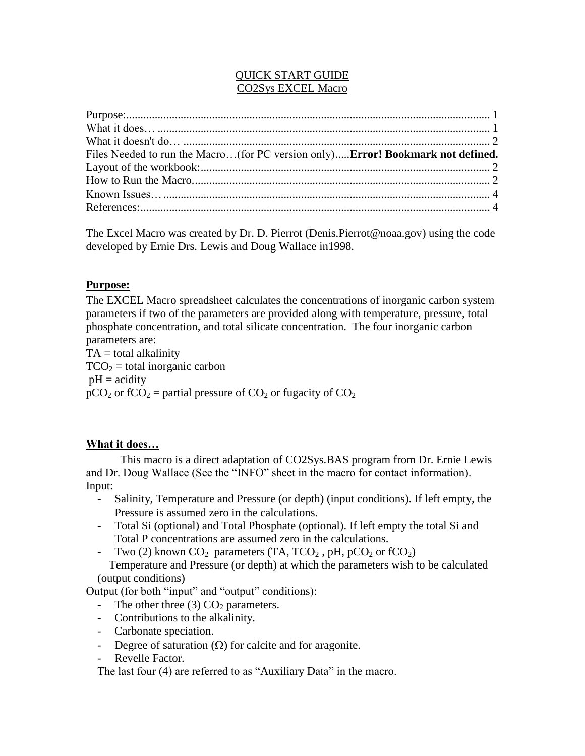# QUICK START GUIDE
## CO2Sys EXCEL Macro

Purpose:............................................................................................................................ 1
What it does… .................................................................................................................. 1
What it doesn't do… ......................................................................................................... 2
Files Needed to run the Macro…(for PC version only).....**Error! Bookmark not defined.**
Layout of the workbook:................................................................................................... 2
How to Run the Macro...................................................................................................... 2
Known Issues… ................................................................................................................ 4
References:........................................................................................................................ 4

The Excel Macro was created by Dr. D. Pierrot (Denis.Pierrot@noaa.gov) using the code developed by Ernie Drs. Lewis and Doug Wallace in1998.

**Purpose:**

The EXCEL Macro spreadsheet calculates the concentrations of inorganic carbon system parameters if two of the parameters are provided along with temperature, pressure, total phosphate concentration, and total silicate concentration. The four inorganic carbon parameters are:

TA = total alkalinity
$TCO_2$ = total inorganic carbon
pH = acidity
$pCO_2$ or $fCO_2$ = partial pressure of $CO_2$ or fugacity of $CO_2$

**What it does…**

This macro is a direct adaptation of CO2Sys.BAS program from Dr. Ernie Lewis and Dr. Doug Wallace (See the "INFO" sheet in the macro for contact information).

Input:

- Salinity, Temperature and Pressure (or depth) (input conditions). If left empty, the Pressure is assumed zero in the calculations.
- Total Si (optional) and Total Phosphate (optional). If left empty the total Si and Total P concentrations are assumed zero in the calculations.
- Two (2) known $CO_2$ parameters (TA, $TCO_2$ , pH, $pCO_2$ or $fCO_2$)

Temperature and Pressure (or depth) at which the parameters wish to be calculated (output conditions)

Output (for both "input" and "output" conditions):

- The other three (3) $CO_2$ parameters.
- Contributions to the alkalinity.
- Carbonate speciation.
- Degree of saturation ($\Omega$) for calcite and for aragonite.
- Revelle Factor.

The last four (4) are referred to as "Auxiliary Data" in the macro.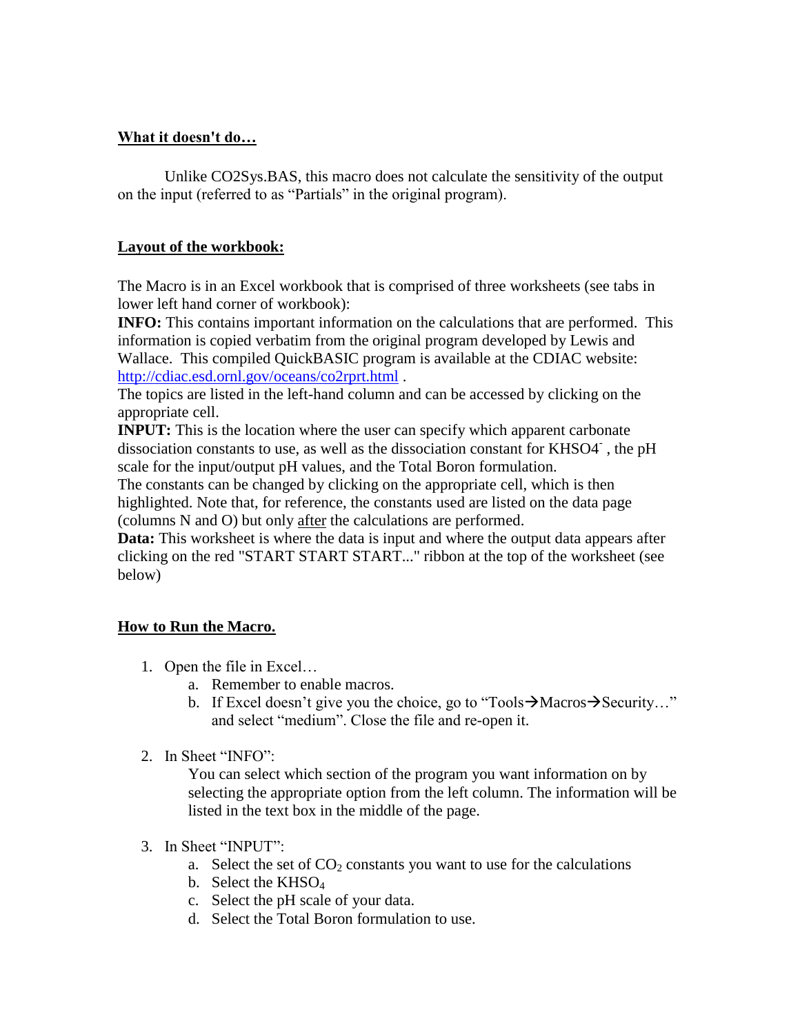## What it doesn't do…

Unlike CO2Sys.BAS, this macro does not calculate the sensitivity of the output on the input (referred to as "Partials" in the original program).

## Layout of the workbook:

The Macro is in an Excel workbook that is comprised of three worksheets (see tabs in lower left hand corner of workbook):

**INFO:** This contains important information on the calculations that are performed. This information is copied verbatim from the original program developed by Lewis and Wallace. This compiled QuickBASIC program is available at the CDIAC website: http://cdiac.esd.ornl.gov/oceans/co2rprt.html .

The topics are listed in the left-hand column and can be accessed by clicking on the appropriate cell.

**INPUT:** This is the location where the user can specify which apparent carbonate dissociation constants to use, as well as the dissociation constant for $KHSO4^-$ , the pH scale for the input/output pH values, and the Total Boron formulation.

The constants can be changed by clicking on the appropriate cell, which is then highlighted. Note that, for reference, the constants used are listed on the data page (columns N and O) but only <u>after</u> the calculations are performed.

**Data:** This worksheet is where the data is input and where the output data appears after clicking on the red "START START START..." ribbon at the top of the worksheet (see below)

## How to Run the Macro.

1. Open the file in Excel…
   a. Remember to enable macros.
   b. If Excel doesn't give you the choice, go to "Tools→Macros→Security…" and select "medium". Close the file and re-open it.

2. In Sheet "INFO":

   You can select which section of the program you want information on by selecting the appropriate option from the left column. The information will be listed in the text box in the middle of the page.

3. In Sheet "INPUT":
   a. Select the set of $CO_2$ constants you want to use for the calculations
   b. Select the $KHSO_4$
   c. Select the pH scale of your data.
   d. Select the Total Boron formulation to use.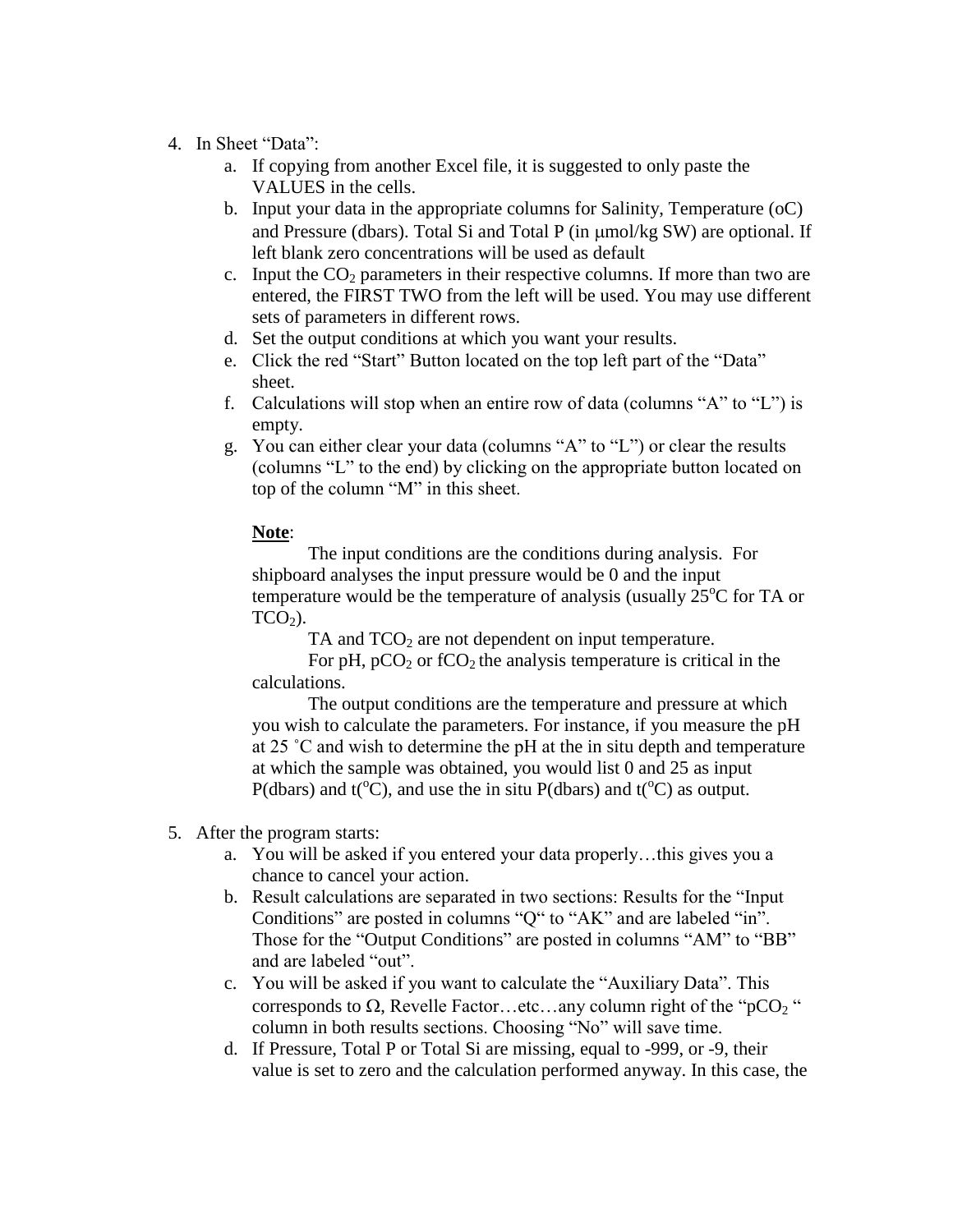4. In Sheet "Data":
    a. If copying from another Excel file, it is suggested to only paste the VALUES in the cells.
    b. Input your data in the appropriate columns for Salinity, Temperature (oC) and Pressure (dbars). Total Si and Total P (in μmol/kg SW) are optional. If left blank zero concentrations will be used as default
    c. Input the $CO_2$ parameters in their respective columns. If more than two are entered, the FIRST TWO from the left will be used. You may use different sets of parameters in different rows.
    d. Set the output conditions at which you want your results.
    e. Click the red "Start" Button located on the top left part of the "Data" sheet.
    f. Calculations will stop when an entire row of data (columns "A" to "L") is empty.
    g. You can either clear your data (columns "A" to "L") or clear the results (columns "L" to the end) by clicking on the appropriate button located on top of the column "M" in this sheet.

    **Note**:

    The input conditions are the conditions during analysis. For shipboard analyses the input pressure would be 0 and the input temperature would be the temperature of analysis (usually 25$^{o}$C for TA or $TCO_2$).

    TA and $TCO_2$ are not dependent on input temperature.

    For pH, $pCO_2$ or $fCO_2$ the analysis temperature is critical in the calculations.

    The output conditions are the temperature and pressure at which you wish to calculate the parameters. For instance, if you measure the pH at 25 ˚C and wish to determine the pH at the in situ depth and temperature at which the sample was obtained, you would list 0 and 25 as input P(dbars) and t($^{o}$C), and use the in situ P(dbars) and t($^{o}$C) as output.

5. After the program starts:
    a. You will be asked if you entered your data properly…this gives you a chance to cancel your action.
    b. Result calculations are separated in two sections: Results for the "Input Conditions" are posted in columns "Q" to "AK" and are labeled "in". Those for the "Output Conditions" are posted in columns "AM" to "BB" and are labeled "out".
    c. You will be asked if you want to calculate the "Auxiliary Data". This corresponds to Ω, Revelle Factor…etc…any column right of the "$pCO_2$ " column in both results sections. Choosing "No" will save time.
    d. If Pressure, Total P or Total Si are missing, equal to -999, or -9, their value is set to zero and the calculation performed anyway. In this case, the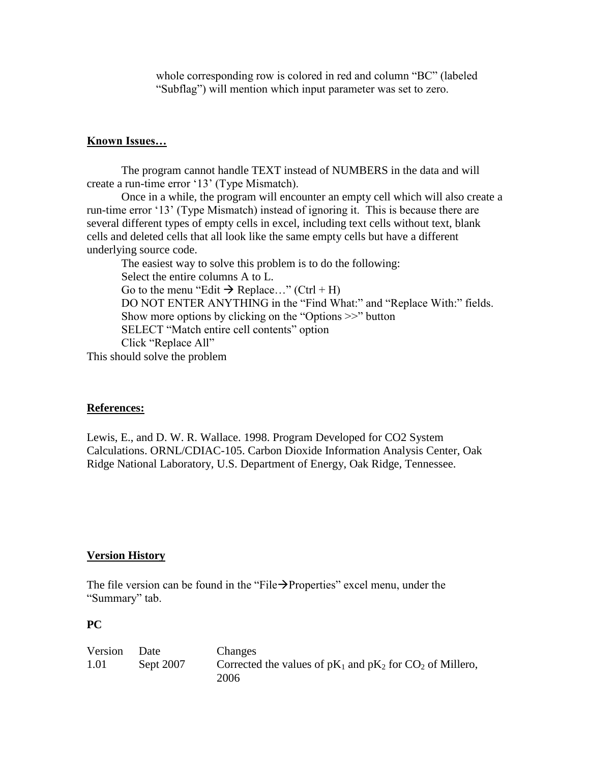whole corresponding row is colored in red and column "BC" (labeled "Subflag") will mention which input parameter was set to zero.

**Known Issues…**

The program cannot handle TEXT instead of NUMBERS in the data and will create a run-time error '13' (Type Mismatch).

Once in a while, the program will encounter an empty cell which will also create a run-time error '13' (Type Mismatch) instead of ignoring it. This is because there are several different types of empty cells in excel, including text cells without text, blank cells and deleted cells that all look like the same empty cells but have a different underlying source code.

The easiest way to solve this problem is to do the following:

Select the entire columns A to L.

Go to the menu "Edit → Replace…" (Ctrl + H)

DO NOT ENTER ANYTHING in the "Find What:" and "Replace With:" fields.

Show more options by clicking on the "Options >>" button

SELECT "Match entire cell contents" option

Click "Replace All"

This should solve the problem

**References:**

Lewis, E., and D. W. R. Wallace. 1998. Program Developed for CO2 System Calculations. ORNL/CDIAC-105. Carbon Dioxide Information Analysis Center, Oak Ridge National Laboratory, U.S. Department of Energy, Oak Ridge, Tennessee.

**Version History**

The file version can be found in the "File→Properties" excel menu, under the "Summary" tab.

**PC**

| Version | Date | Changes |
|---|---|---|
| 1.01 | Sept 2007 | Corrected the values of $pK_1$ and $pK_2$ for $CO_2$ of Millero, 2006 |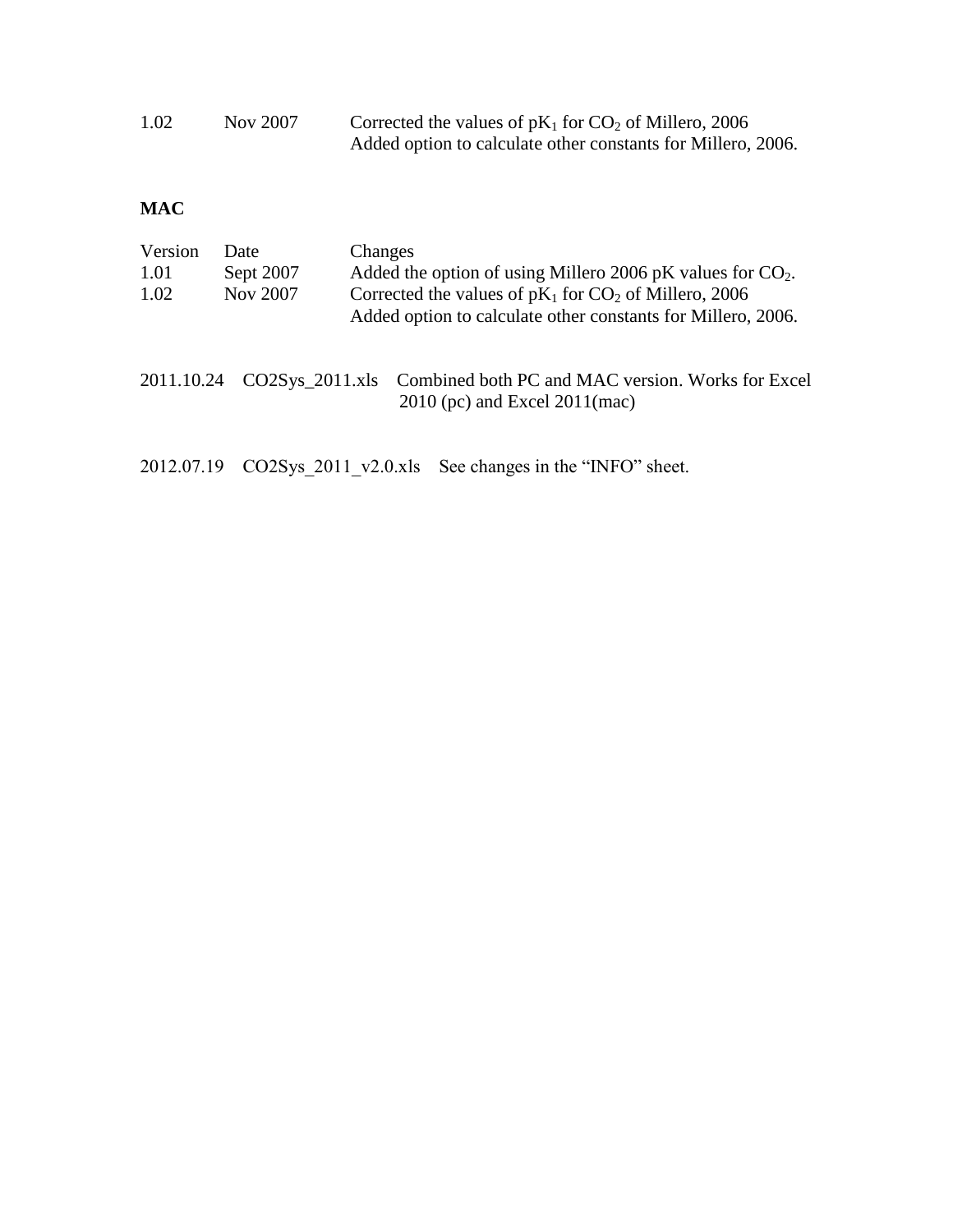| | | |
|---|---|---|
| 1.02 | Nov 2007 | Corrected the values of $pK_1$ for $CO_2$ of Millero, 2006<br>Added option to calculate other constants for Millero, 2006. |

**MAC**

| Version | Date | Changes |
|---|---|---|
| 1.01 | Sept 2007 | Added the option of using Millero 2006 pK values for $CO_2$. |
| 1.02 | Nov 2007 | Corrected the values of $pK_1$ for $CO_2$ of Millero, 2006<br>Added option to calculate other constants for Millero, 2006. |

2011.10.24 CO2Sys_2011.xls Combined both PC and MAC version. Works for Excel 2010 (pc) and Excel 2011(mac)

2012.07.19 CO2Sys_2011_v2.0.xls See changes in the "INFO" sheet.